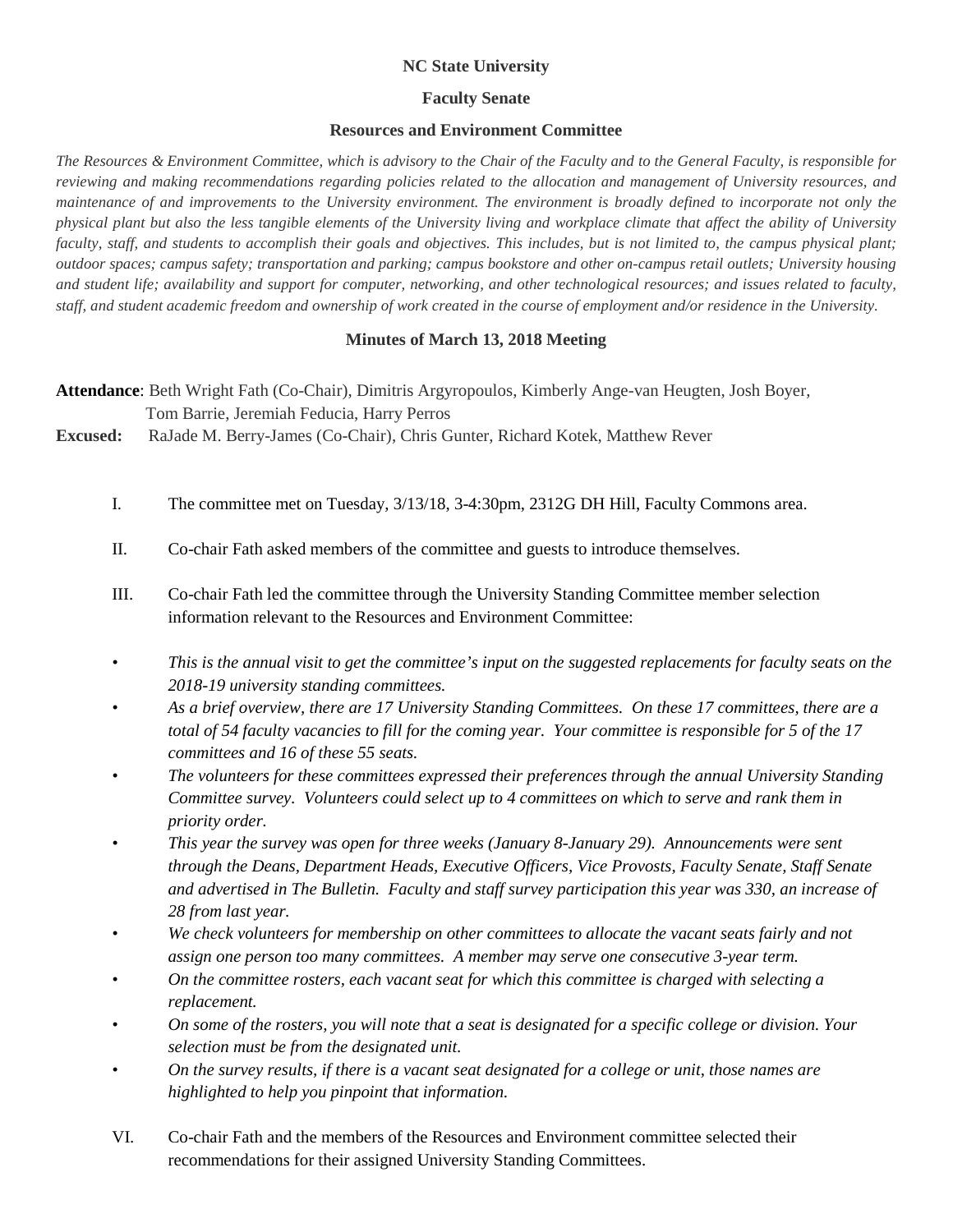**NC State University**

**Faculty Senate**

**Resources and Environment Committee**

*The Resources & Environment Committee, which is advisory to the Chair of the Faculty and to the General Faculty, is responsible for reviewing and making recommendations regarding policies related to the allocation and management of University resources, and maintenance of and improvements to the University environment. The environment is broadly defined to incorporate not only the physical plant but also the less tangible elements of the University living and workplace climate that affect the ability of University faculty, staff, and students to accomplish their goals and objectives. This includes, but is not limited to, the campus physical plant; outdoor spaces; campus safety; transportation and parking; campus bookstore and other on-campus retail outlets; University housing and student life; availability and support for computer, networking, and other technological resources; and issues related to faculty, staff, and student academic freedom and ownership of work created in the course of employment and/or residence in the University.*

**Minutes of March 13, 2018 Meeting**

**Attendance**: Beth Wright Fath (Co-Chair), Dimitris Argyropoulos, Kimberly Ange-van Heugten, Josh Boyer, Tom Barrie, Jeremiah Feducia, Harry Perros

**Excused:** RaJade M. Berry-James (Co-Chair), Chris Gunter, Richard Kotek, Matthew Rever

I. The committee met on Tuesday, 3/13/18, 3-4:30pm, 2312G DH Hill, Faculty Commons area.

II. Co-chair Fath asked members of the committee and guests to introduce themselves.

III. Co-chair Fath led the committee through the University Standing Committee member selection information relevant to the Resources and Environment Committee:

- *This is the annual visit to get the committee's input on the suggested replacements for faculty seats on the 2018-19 university standing committees.*
- *As a brief overview, there are 17 University Standing Committees. On these 17 committees, there are a total of 54 faculty vacancies to fill for the coming year. Your committee is responsible for 5 of the 17 committees and 16 of these 55 seats.*
- *The volunteers for these committees expressed their preferences through the annual University Standing Committee survey. Volunteers could select up to 4 committees on which to serve and rank them in priority order.*
- *This year the survey was open for three weeks (January 8-January 29). Announcements were sent through the Deans, Department Heads, Executive Officers, Vice Provosts, Faculty Senate, Staff Senate and advertised in The Bulletin. Faculty and staff survey participation this year was 330, an increase of 28 from last year.*
- *We check volunteers for membership on other committees to allocate the vacant seats fairly and not assign one person too many committees. A member may serve one consecutive 3-year term.*
- *On the committee rosters, each vacant seat for which this committee is charged with selecting a replacement.*
- *On some of the rosters, you will note that a seat is designated for a specific college or division. Your selection must be from the designated unit.*
- *On the survey results, if there is a vacant seat designated for a college or unit, those names are highlighted to help you pinpoint that information.*

VI. Co-chair Fath and the members of the Resources and Environment committee selected their recommendations for their assigned University Standing Committees.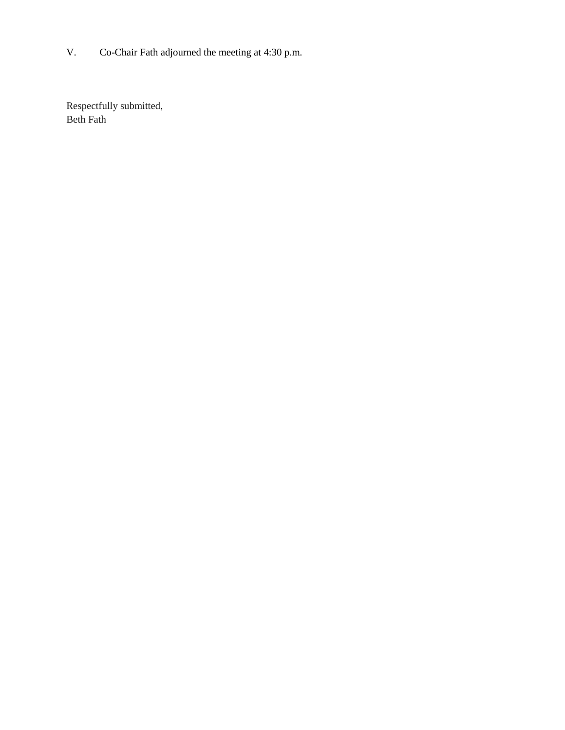V. Co-Chair Fath adjourned the meeting at 4:30 p.m.

Respectfully submitted,
Beth Fath